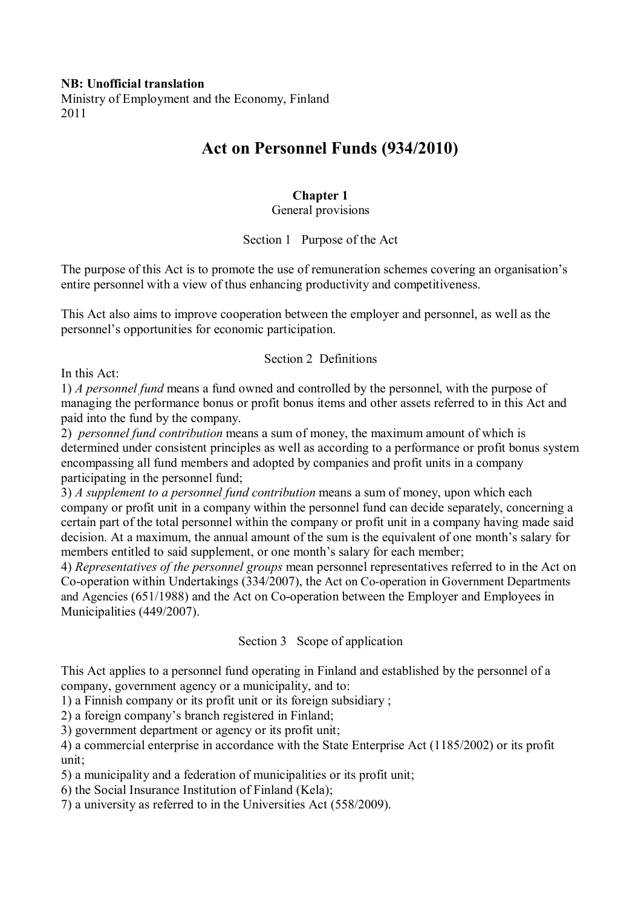**NB: Unofficial translation**
Ministry of Employment and the Economy, Finland
2011

# Act on Personnel Funds (934/2010)

## Chapter 1
General provisions

### Section 1 Purpose of the Act

The purpose of this Act is to promote the use of remuneration schemes covering an organisation's entire personnel with a view of thus enhancing productivity and competitiveness.

This Act also aims to improve cooperation between the employer and personnel, as well as the personnel's opportunities for economic participation.

### Section 2 Definitions

In this Act:
1) *A personnel fund* means a fund owned and controlled by the personnel, with the purpose of managing the performance bonus or profit bonus items and other assets referred to in this Act and paid into the fund by the company.
2) *personnel fund contribution* means a sum of money, the maximum amount of which is determined under consistent principles as well as according to a performance or profit bonus system encompassing all fund members and adopted by companies and profit units in a company participating in the personnel fund;
3) *A supplement to a personnel fund contribution* means a sum of money, upon which each company or profit unit in a company within the personnel fund can decide separately, concerning a certain part of the total personnel within the company or profit unit in a company having made said decision. At a maximum, the annual amount of the sum is the equivalent of one month's salary for members entitled to said supplement, or one month's salary for each member;
4) *Representatives of the personnel groups* mean personnel representatives referred to in the Act on Co-operation within Undertakings (334/2007), the Act on Co-operation in Government Departments and Agencies (651/1988) and the Act on Co-operation between the Employer and Employees in Municipalities (449/2007).

### Section 3 Scope of application

This Act applies to a personnel fund operating in Finland and established by the personnel of a company, government agency or a municipality, and to:
1) a Finnish company or its profit unit or its foreign subsidiary ;
2) a foreign company's branch registered in Finland;
3) government department or agency or its profit unit;
4) a commercial enterprise in accordance with the State Enterprise Act (1185/2002) or its profit unit;
5) a municipality and a federation of municipalities or its profit unit;
6) the Social Insurance Institution of Finland (Kela);
7) a university as referred to in the Universities Act (558/2009).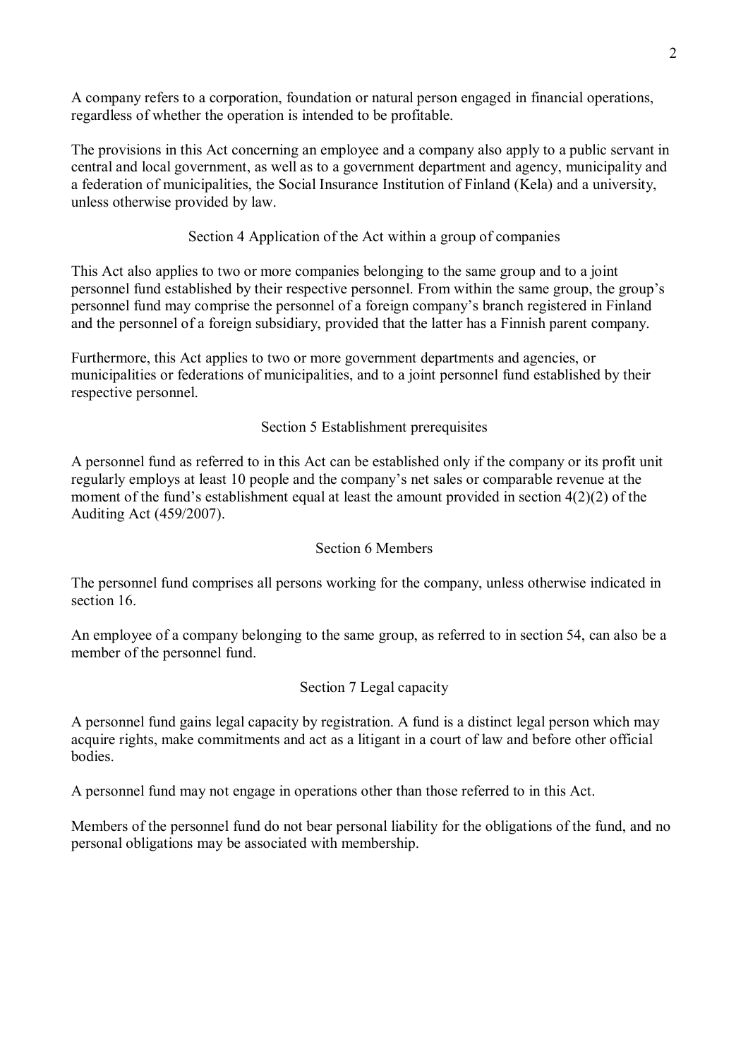A company refers to a corporation, foundation or natural person engaged in financial operations, regardless of whether the operation is intended to be profitable.

The provisions in this Act concerning an employee and a company also apply to a public servant in central and local government, as well as to a government department and agency, municipality and a federation of municipalities, the Social Insurance Institution of Finland (Kela) and a university, unless otherwise provided by law.

### Section 4 Application of the Act within a group of companies

This Act also applies to two or more companies belonging to the same group and to a joint personnel fund established by their respective personnel. From within the same group, the group's personnel fund may comprise the personnel of a foreign company's branch registered in Finland and the personnel of a foreign subsidiary, provided that the latter has a Finnish parent company.

Furthermore, this Act applies to two or more government departments and agencies, or municipalities or federations of municipalities, and to a joint personnel fund established by their respective personnel.

### Section 5 Establishment prerequisites

A personnel fund as referred to in this Act can be established only if the company or its profit unit regularly employs at least 10 people and the company's net sales or comparable revenue at the moment of the fund's establishment equal at least the amount provided in section 4(2)(2) of the Auditing Act (459/2007).

### Section 6 Members

The personnel fund comprises all persons working for the company, unless otherwise indicated in section 16.

An employee of a company belonging to the same group, as referred to in section 54, can also be a member of the personnel fund.

### Section 7 Legal capacity

A personnel fund gains legal capacity by registration. A fund is a distinct legal person which may acquire rights, make commitments and act as a litigant in a court of law and before other official bodies.

A personnel fund may not engage in operations other than those referred to in this Act.

Members of the personnel fund do not bear personal liability for the obligations of the fund, and no personal obligations may be associated with membership.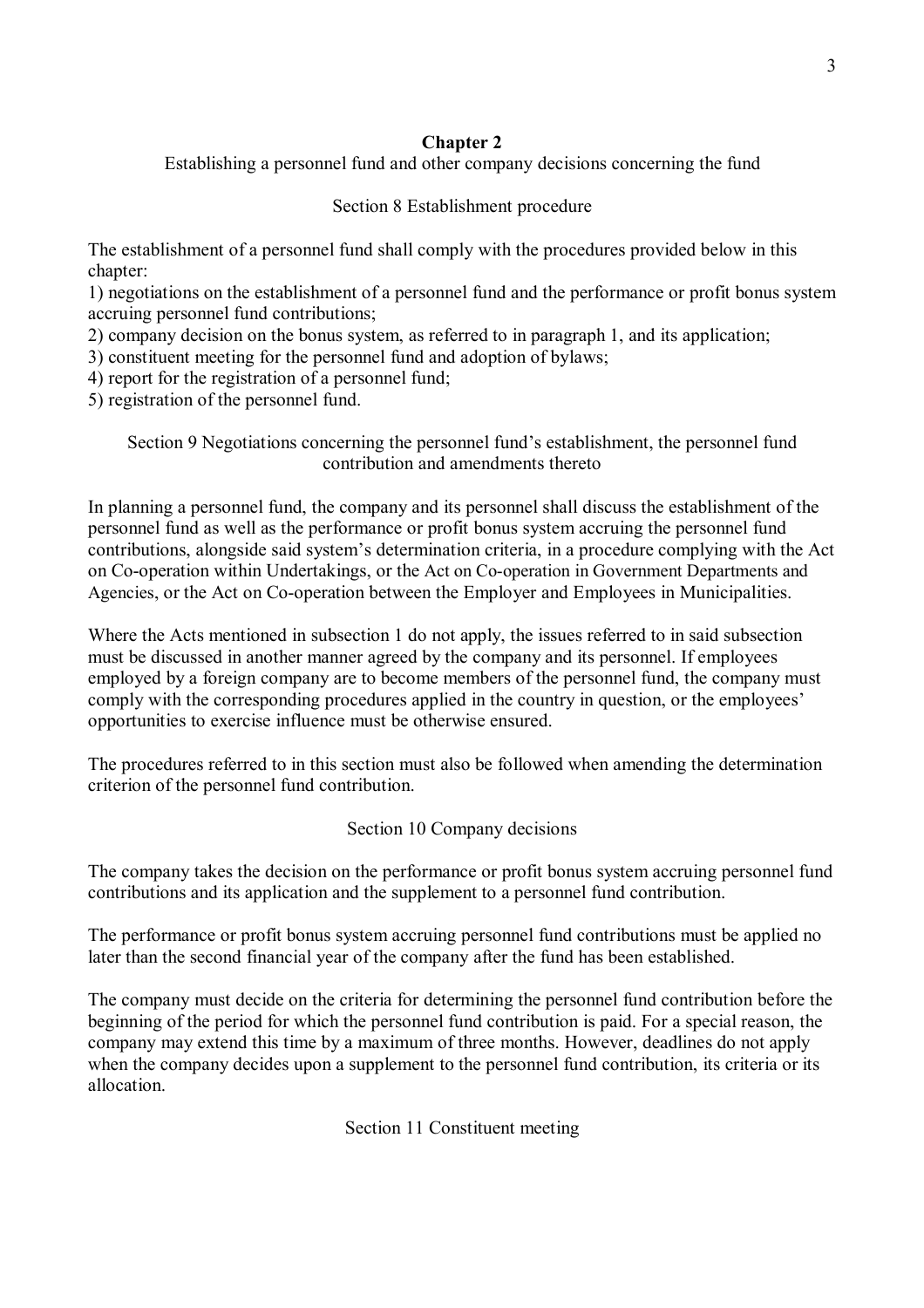## Chapter 2

Establishing a personnel fund and other company decisions concerning the fund

### Section 8 Establishment procedure

The establishment of a personnel fund shall comply with the procedures provided below in this chapter:

1) negotiations on the establishment of a personnel fund and the performance or profit bonus system accruing personnel fund contributions;
2) company decision on the bonus system, as referred to in paragraph 1, and its application;
3) constituent meeting for the personnel fund and adoption of bylaws;
4) report for the registration of a personnel fund;
5) registration of the personnel fund.

### Section 9 Negotiations concerning the personnel fund's establishment, the personnel fund contribution and amendments thereto

In planning a personnel fund, the company and its personnel shall discuss the establishment of the personnel fund as well as the performance or profit bonus system accruing the personnel fund contributions, alongside said system's determination criteria, in a procedure complying with the Act on Co-operation within Undertakings, or the Act on Co-operation in Government Departments and Agencies, or the Act on Co-operation between the Employer and Employees in Municipalities.

Where the Acts mentioned in subsection 1 do not apply, the issues referred to in said subsection must be discussed in another manner agreed by the company and its personnel. If employees employed by a foreign company are to become members of the personnel fund, the company must comply with the corresponding procedures applied in the country in question, or the employees' opportunities to exercise influence must be otherwise ensured.

The procedures referred to in this section must also be followed when amending the determination criterion of the personnel fund contribution.

### Section 10 Company decisions

The company takes the decision on the performance or profit bonus system accruing personnel fund contributions and its application and the supplement to a personnel fund contribution.

The performance or profit bonus system accruing personnel fund contributions must be applied no later than the second financial year of the company after the fund has been established.

The company must decide on the criteria for determining the personnel fund contribution before the beginning of the period for which the personnel fund contribution is paid. For a special reason, the company may extend this time by a maximum of three months. However, deadlines do not apply when the company decides upon a supplement to the personnel fund contribution, its criteria or its allocation.

### Section 11 Constituent meeting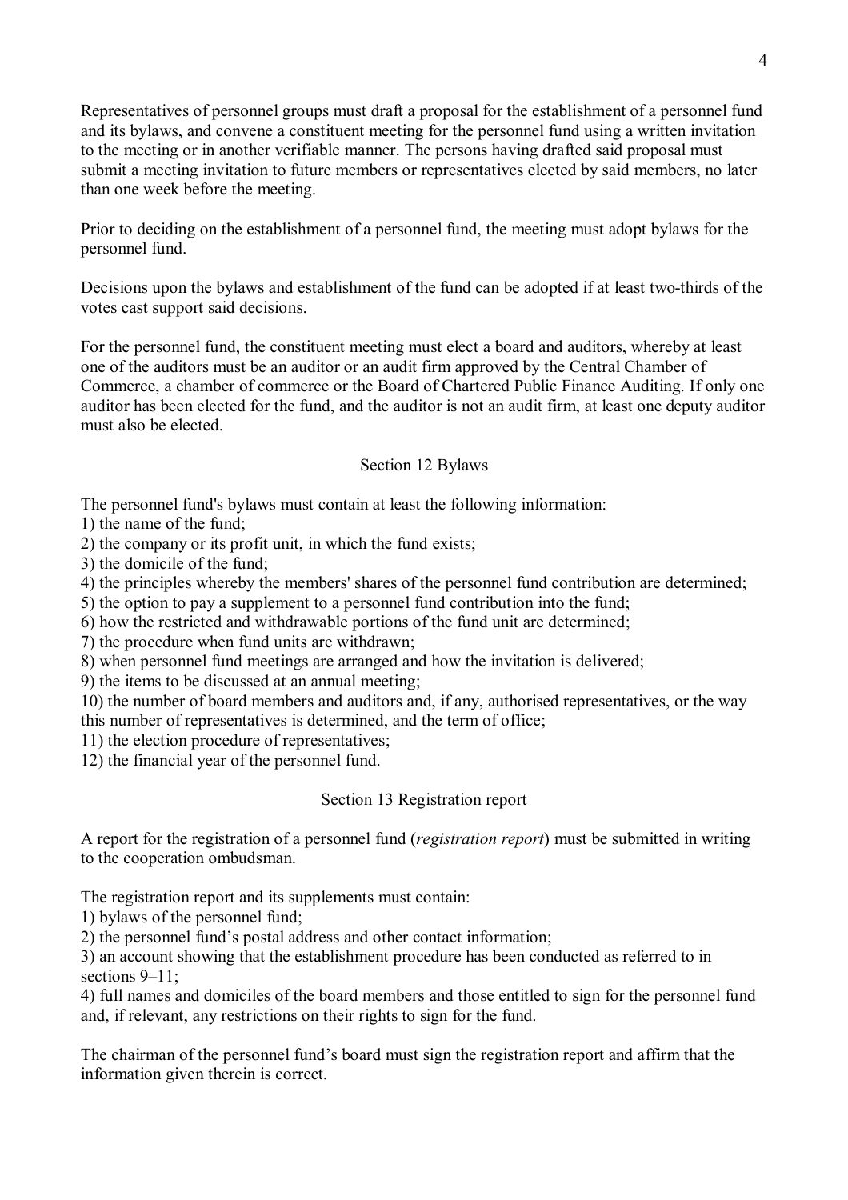Representatives of personnel groups must draft a proposal for the establishment of a personnel fund and its bylaws, and convene a constituent meeting for the personnel fund using a written invitation to the meeting or in another verifiable manner. The persons having drafted said proposal must submit a meeting invitation to future members or representatives elected by said members, no later than one week before the meeting.

Prior to deciding on the establishment of a personnel fund, the meeting must adopt bylaws for the personnel fund.

Decisions upon the bylaws and establishment of the fund can be adopted if at least two-thirds of the votes cast support said decisions.

For the personnel fund, the constituent meeting must elect a board and auditors, whereby at least one of the auditors must be an auditor or an audit firm approved by the Central Chamber of Commerce, a chamber of commerce or the Board of Chartered Public Finance Auditing. If only one auditor has been elected for the fund, and the auditor is not an audit firm, at least one deputy auditor must also be elected.

## Section 12 Bylaws

The personnel fund's bylaws must contain at least the following information:
1) the name of the fund;
2) the company or its profit unit, in which the fund exists;
3) the domicile of the fund;
4) the principles whereby the members' shares of the personnel fund contribution are determined;
5) the option to pay a supplement to a personnel fund contribution into the fund;
6) how the restricted and withdrawable portions of the fund unit are determined;
7) the procedure when fund units are withdrawn;
8) when personnel fund meetings are arranged and how the invitation is delivered;
9) the items to be discussed at an annual meeting;
10) the number of board members and auditors and, if any, authorised representatives, or the way this number of representatives is determined, and the term of office;
11) the election procedure of representatives;
12) the financial year of the personnel fund.

## Section 13 Registration report

A report for the registration of a personnel fund (*registration report*) must be submitted in writing to the cooperation ombudsman.

The registration report and its supplements must contain:
1) bylaws of the personnel fund;
2) the personnel fund's postal address and other contact information;
3) an account showing that the establishment procedure has been conducted as referred to in sections 9–11;
4) full names and domiciles of the board members and those entitled to sign for the personnel fund and, if relevant, any restrictions on their rights to sign for the fund.

The chairman of the personnel fund's board must sign the registration report and affirm that the information given therein is correct.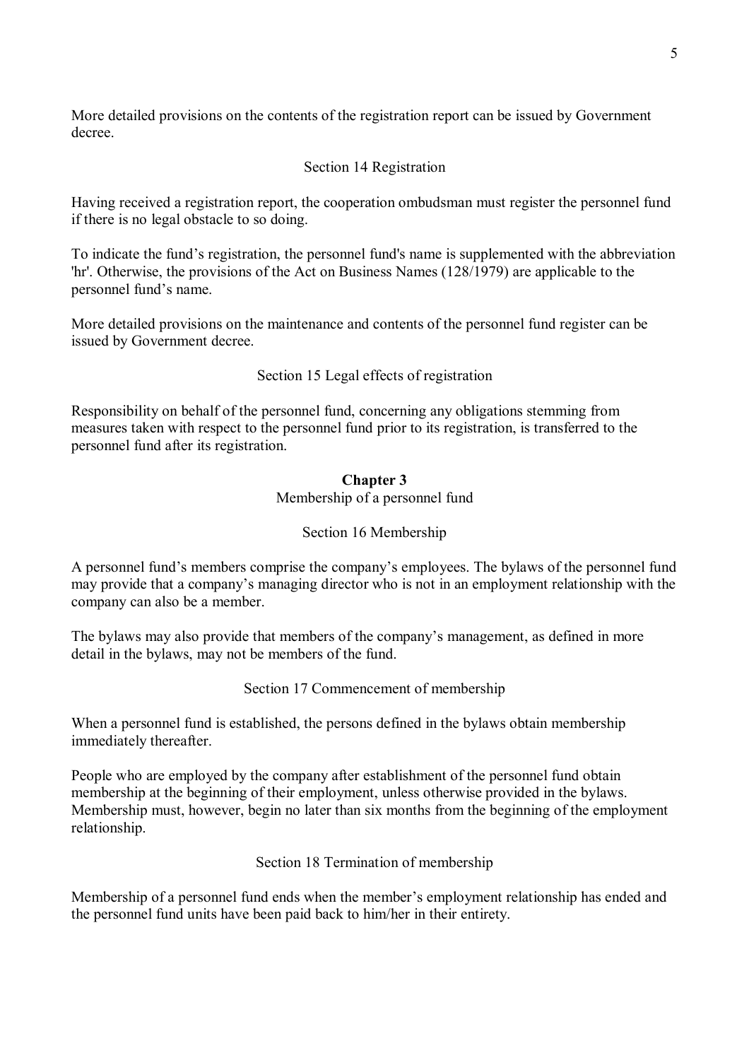More detailed provisions on the contents of the registration report can be issued by Government decree.

### Section 14 Registration

Having received a registration report, the cooperation ombudsman must register the personnel fund if there is no legal obstacle to so doing.

To indicate the fund's registration, the personnel fund's name is supplemented with the abbreviation 'hr'. Otherwise, the provisions of the Act on Business Names (128/1979) are applicable to the personnel fund's name.

More detailed provisions on the maintenance and contents of the personnel fund register can be issued by Government decree.

### Section 15 Legal effects of registration

Responsibility on behalf of the personnel fund, concerning any obligations stemming from measures taken with respect to the personnel fund prior to its registration, is transferred to the personnel fund after its registration.

## Chapter 3

## Membership of a personnel fund

### Section 16 Membership

A personnel fund's members comprise the company's employees. The bylaws of the personnel fund may provide that a company's managing director who is not in an employment relationship with the company can also be a member.

The bylaws may also provide that members of the company's management, as defined in more detail in the bylaws, may not be members of the fund.

### Section 17 Commencement of membership

When a personnel fund is established, the persons defined in the bylaws obtain membership immediately thereafter.

People who are employed by the company after establishment of the personnel fund obtain membership at the beginning of their employment, unless otherwise provided in the bylaws. Membership must, however, begin no later than six months from the beginning of the employment relationship.

### Section 18 Termination of membership

Membership of a personnel fund ends when the member's employment relationship has ended and the personnel fund units have been paid back to him/her in their entirety.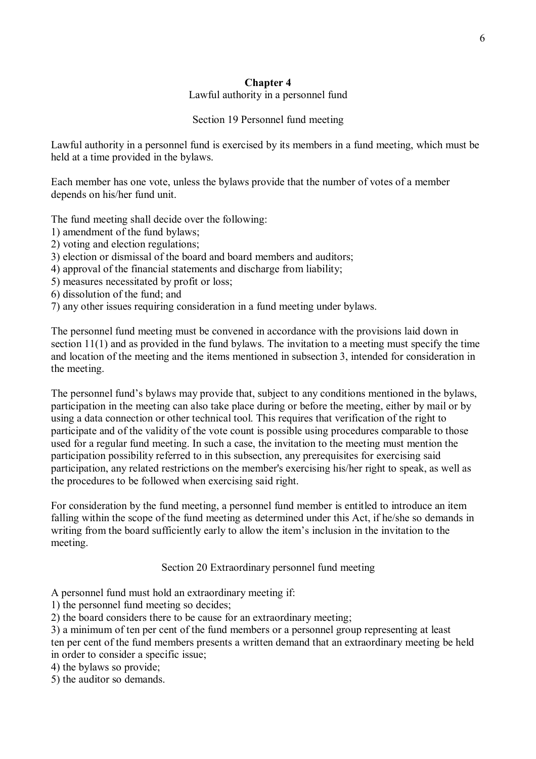## Chapter 4

Lawful authority in a personnel fund

### Section 19 Personnel fund meeting

Lawful authority in a personnel fund is exercised by its members in a fund meeting, which must be held at a time provided in the bylaws.

Each member has one vote, unless the bylaws provide that the number of votes of a member depends on his/her fund unit.

The fund meeting shall decide over the following:
1) amendment of the fund bylaws;
2) voting and election regulations;
3) election or dismissal of the board and board members and auditors;
4) approval of the financial statements and discharge from liability;
5) measures necessitated by profit or loss;
6) dissolution of the fund; and
7) any other issues requiring consideration in a fund meeting under bylaws.

The personnel fund meeting must be convened in accordance with the provisions laid down in section 11(1) and as provided in the fund bylaws. The invitation to a meeting must specify the time and location of the meeting and the items mentioned in subsection 3, intended for consideration in the meeting.

The personnel fund's bylaws may provide that, subject to any conditions mentioned in the bylaws, participation in the meeting can also take place during or before the meeting, either by mail or by using a data connection or other technical tool. This requires that verification of the right to participate and of the validity of the vote count is possible using procedures comparable to those used for a regular fund meeting. In such a case, the invitation to the meeting must mention the participation possibility referred to in this subsection, any prerequisites for exercising said participation, any related restrictions on the member's exercising his/her right to speak, as well as the procedures to be followed when exercising said right.

For consideration by the fund meeting, a personnel fund member is entitled to introduce an item falling within the scope of the fund meeting as determined under this Act, if he/she so demands in writing from the board sufficiently early to allow the item's inclusion in the invitation to the meeting.

### Section 20 Extraordinary personnel fund meeting

A personnel fund must hold an extraordinary meeting if:
1) the personnel fund meeting so decides;
2) the board considers there to be cause for an extraordinary meeting;
3) a minimum of ten per cent of the fund members or a personnel group representing at least ten per cent of the fund members presents a written demand that an extraordinary meeting be held in order to consider a specific issue;
4) the bylaws so provide;
5) the auditor so demands.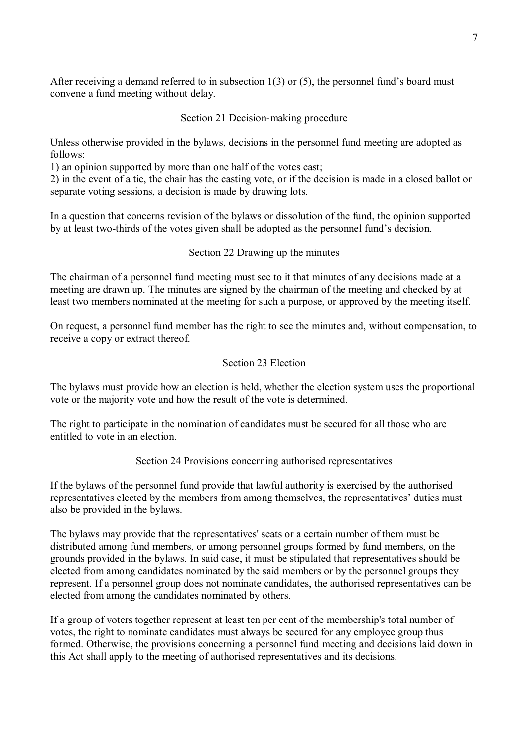After receiving a demand referred to in subsection 1(3) or (5), the personnel fund's board must convene a fund meeting without delay.

## Section 21 Decision-making procedure

Unless otherwise provided in the bylaws, decisions in the personnel fund meeting are adopted as follows:

1) an opinion supported by more than one half of the votes cast;
2) in the event of a tie, the chair has the casting vote, or if the decision is made in a closed ballot or separate voting sessions, a decision is made by drawing lots.

In a question that concerns revision of the bylaws or dissolution of the fund, the opinion supported by at least two-thirds of the votes given shall be adopted as the personnel fund's decision.

## Section 22 Drawing up the minutes

The chairman of a personnel fund meeting must see to it that minutes of any decisions made at a meeting are drawn up. The minutes are signed by the chairman of the meeting and checked by at least two members nominated at the meeting for such a purpose, or approved by the meeting itself.

On request, a personnel fund member has the right to see the minutes and, without compensation, to receive a copy or extract thereof.

## Section 23 Election

The bylaws must provide how an election is held, whether the election system uses the proportional vote or the majority vote and how the result of the vote is determined.

The right to participate in the nomination of candidates must be secured for all those who are entitled to vote in an election.

## Section 24 Provisions concerning authorised representatives

If the bylaws of the personnel fund provide that lawful authority is exercised by the authorised representatives elected by the members from among themselves, the representatives' duties must also be provided in the bylaws.

The bylaws may provide that the representatives' seats or a certain number of them must be distributed among fund members, or among personnel groups formed by fund members, on the grounds provided in the bylaws. In said case, it must be stipulated that representatives should be elected from among candidates nominated by the said members or by the personnel groups they represent. If a personnel group does not nominate candidates, the authorised representatives can be elected from among the candidates nominated by others.

If a group of voters together represent at least ten per cent of the membership's total number of votes, the right to nominate candidates must always be secured for any employee group thus formed. Otherwise, the provisions concerning a personnel fund meeting and decisions laid down in this Act shall apply to the meeting of authorised representatives and its decisions.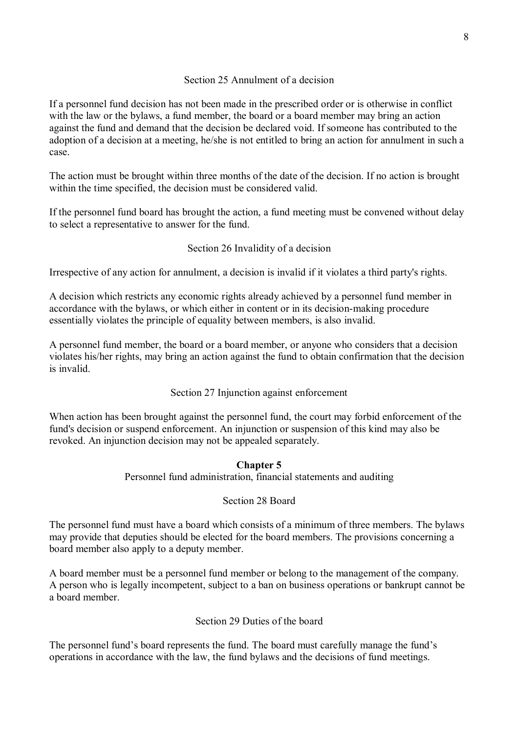### Section 25 Annulment of a decision

If a personnel fund decision has not been made in the prescribed order or is otherwise in conflict with the law or the bylaws, a fund member, the board or a board member may bring an action against the fund and demand that the decision be declared void. If someone has contributed to the adoption of a decision at a meeting, he/she is not entitled to bring an action for annulment in such a case.

The action must be brought within three months of the date of the decision. If no action is brought within the time specified, the decision must be considered valid.

If the personnel fund board has brought the action, a fund meeting must be convened without delay to select a representative to answer for the fund.

### Section 26 Invalidity of a decision

Irrespective of any action for annulment, a decision is invalid if it violates a third party's rights.

A decision which restricts any economic rights already achieved by a personnel fund member in accordance with the bylaws, or which either in content or in its decision-making procedure essentially violates the principle of equality between members, is also invalid.

A personnel fund member, the board or a board member, or anyone who considers that a decision violates his/her rights, may bring an action against the fund to obtain confirmation that the decision is invalid.

### Section 27 Injunction against enforcement

When action has been brought against the personnel fund, the court may forbid enforcement of the fund's decision or suspend enforcement. An injunction or suspension of this kind may also be revoked. An injunction decision may not be appealed separately.

## Chapter 5

Personnel fund administration, financial statements and auditing

### Section 28 Board

The personnel fund must have a board which consists of a minimum of three members. The bylaws may provide that deputies should be elected for the board members. The provisions concerning a board member also apply to a deputy member.

A board member must be a personnel fund member or belong to the management of the company. A person who is legally incompetent, subject to a ban on business operations or bankrupt cannot be a board member.

### Section 29 Duties of the board

The personnel fund's board represents the fund. The board must carefully manage the fund's operations in accordance with the law, the fund bylaws and the decisions of fund meetings.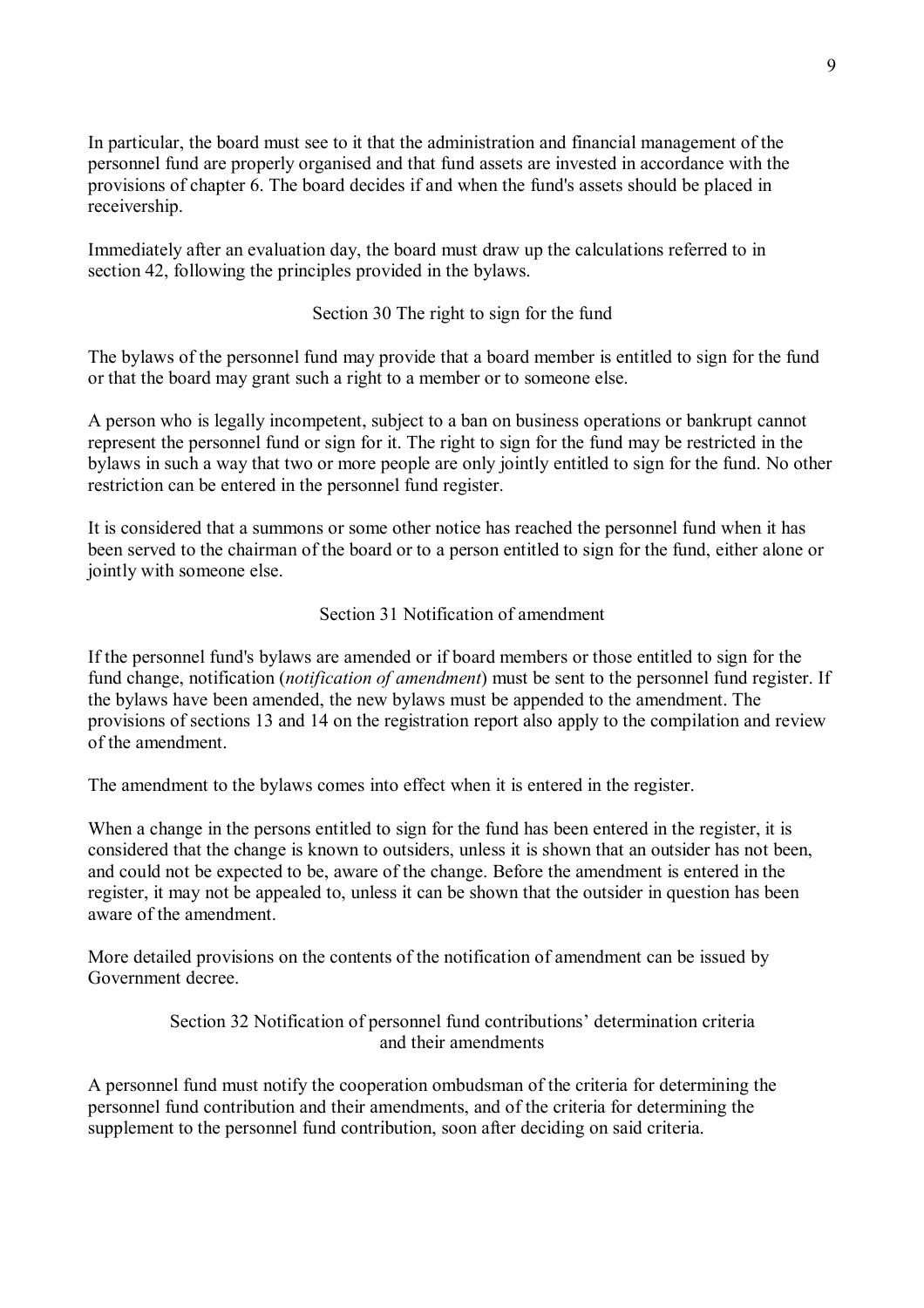In particular, the board must see to it that the administration and financial management of the personnel fund are properly organised and that fund assets are invested in accordance with the provisions of chapter 6. The board decides if and when the fund's assets should be placed in receivership.

Immediately after an evaluation day, the board must draw up the calculations referred to in section 42, following the principles provided in the bylaws.

### Section 30 The right to sign for the fund

The bylaws of the personnel fund may provide that a board member is entitled to sign for the fund or that the board may grant such a right to a member or to someone else.

A person who is legally incompetent, subject to a ban on business operations or bankrupt cannot represent the personnel fund or sign for it. The right to sign for the fund may be restricted in the bylaws in such a way that two or more people are only jointly entitled to sign for the fund. No other restriction can be entered in the personnel fund register.

It is considered that a summons or some other notice has reached the personnel fund when it has been served to the chairman of the board or to a person entitled to sign for the fund, either alone or jointly with someone else.

### Section 31 Notification of amendment

If the personnel fund's bylaws are amended or if board members or those entitled to sign for the fund change, notification (*notification of amendment*) must be sent to the personnel fund register. If the bylaws have been amended, the new bylaws must be appended to the amendment. The provisions of sections 13 and 14 on the registration report also apply to the compilation and review of the amendment.

The amendment to the bylaws comes into effect when it is entered in the register.

When a change in the persons entitled to sign for the fund has been entered in the register, it is considered that the change is known to outsiders, unless it is shown that an outsider has not been, and could not be expected to be, aware of the change. Before the amendment is entered in the register, it may not be appealed to, unless it can be shown that the outsider in question has been aware of the amendment.

More detailed provisions on the contents of the notification of amendment can be issued by Government decree.

### Section 32 Notification of personnel fund contributions' determination criteria and their amendments

A personnel fund must notify the cooperation ombudsman of the criteria for determining the personnel fund contribution and their amendments, and of the criteria for determining the supplement to the personnel fund contribution, soon after deciding on said criteria.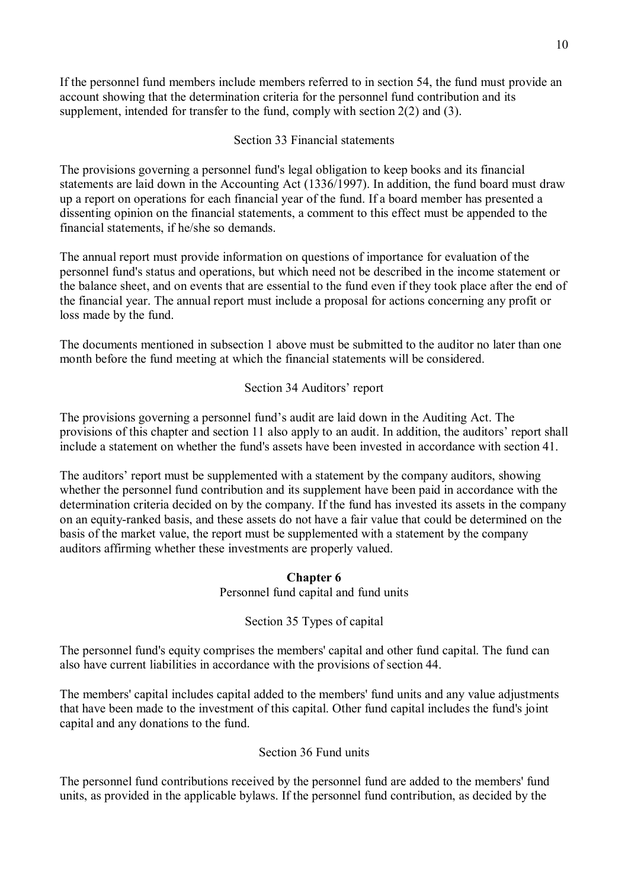If the personnel fund members include members referred to in section 54, the fund must provide an account showing that the determination criteria for the personnel fund contribution and its supplement, intended for transfer to the fund, comply with section 2(2) and (3).

### Section 33 Financial statements

The provisions governing a personnel fund's legal obligation to keep books and its financial statements are laid down in the Accounting Act (1336/1997). In addition, the fund board must draw up a report on operations for each financial year of the fund. If a board member has presented a dissenting opinion on the financial statements, a comment to this effect must be appended to the financial statements, if he/she so demands.

The annual report must provide information on questions of importance for evaluation of the personnel fund's status and operations, but which need not be described in the income statement or the balance sheet, and on events that are essential to the fund even if they took place after the end of the financial year. The annual report must include a proposal for actions concerning any profit or loss made by the fund.

The documents mentioned in subsection 1 above must be submitted to the auditor no later than one month before the fund meeting at which the financial statements will be considered.

### Section 34 Auditors' report

The provisions governing a personnel fund's audit are laid down in the Auditing Act. The provisions of this chapter and section 11 also apply to an audit. In addition, the auditors' report shall include a statement on whether the fund's assets have been invested in accordance with section 41.

The auditors' report must be supplemented with a statement by the company auditors, showing whether the personnel fund contribution and its supplement have been paid in accordance with the determination criteria decided on by the company. If the fund has invested its assets in the company on an equity-ranked basis, and these assets do not have a fair value that could be determined on the basis of the market value, the report must be supplemented with a statement by the company auditors affirming whether these investments are properly valued.

## Chapter 6
Personnel fund capital and fund units

### Section 35 Types of capital

The personnel fund's equity comprises the members' capital and other fund capital. The fund can also have current liabilities in accordance with the provisions of section 44.

The members' capital includes capital added to the members' fund units and any value adjustments that have been made to the investment of this capital. Other fund capital includes the fund's joint capital and any donations to the fund.

### Section 36 Fund units

The personnel fund contributions received by the personnel fund are added to the members' fund units, as provided in the applicable bylaws. If the personnel fund contribution, as decided by the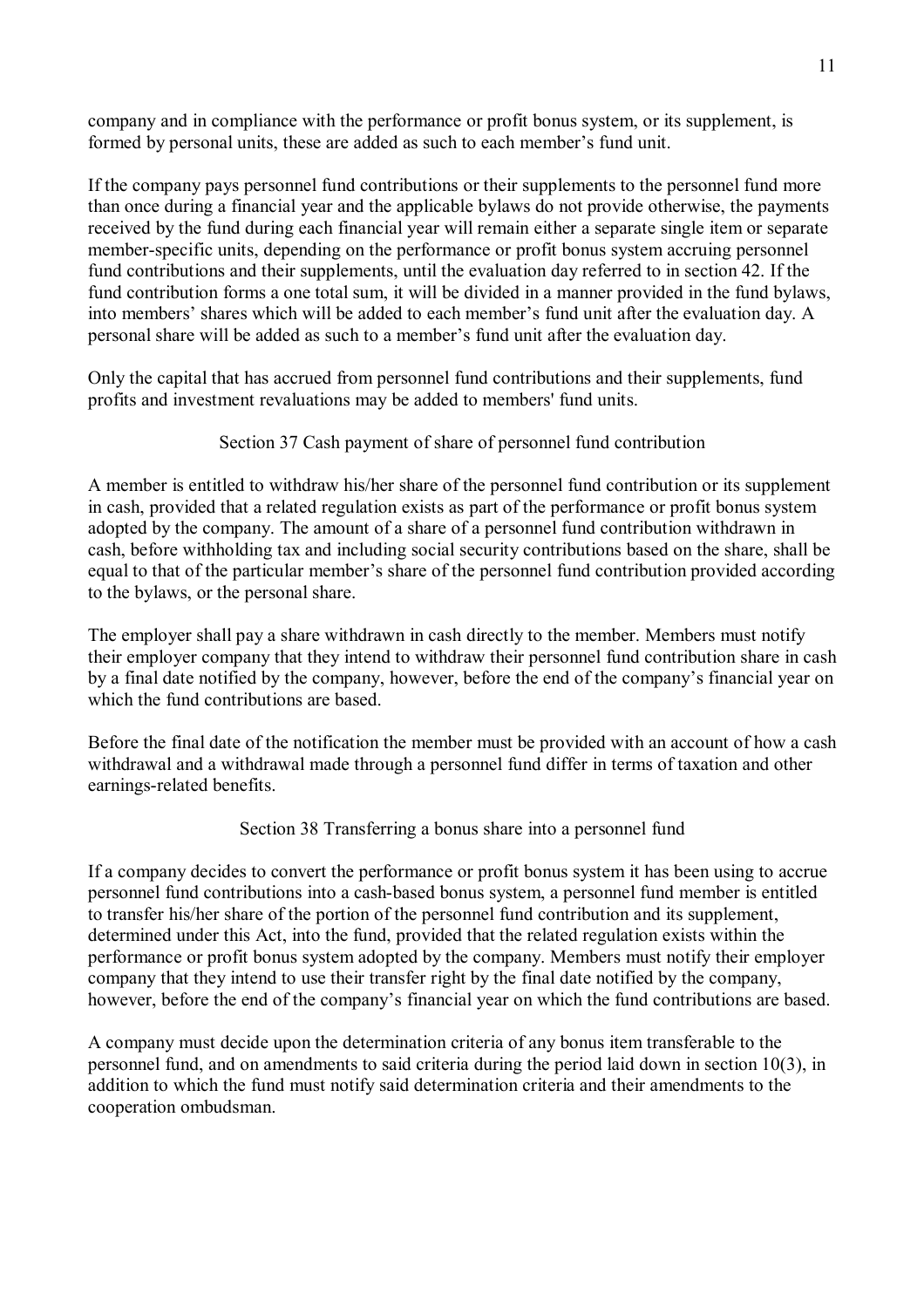company and in compliance with the performance or profit bonus system, or its supplement, is formed by personal units, these are added as such to each member's fund unit.

If the company pays personnel fund contributions or their supplements to the personnel fund more than once during a financial year and the applicable bylaws do not provide otherwise, the payments received by the fund during each financial year will remain either a separate single item or separate member-specific units, depending on the performance or profit bonus system accruing personnel fund contributions and their supplements, until the evaluation day referred to in section 42. If the fund contribution forms a one total sum, it will be divided in a manner provided in the fund bylaws, into members' shares which will be added to each member's fund unit after the evaluation day. A personal share will be added as such to a member's fund unit after the evaluation day.

Only the capital that has accrued from personnel fund contributions and their supplements, fund profits and investment revaluations may be added to members' fund units.

### Section 37 Cash payment of share of personnel fund contribution

A member is entitled to withdraw his/her share of the personnel fund contribution or its supplement in cash, provided that a related regulation exists as part of the performance or profit bonus system adopted by the company. The amount of a share of a personnel fund contribution withdrawn in cash, before withholding tax and including social security contributions based on the share, shall be equal to that of the particular member's share of the personnel fund contribution provided according to the bylaws, or the personal share.

The employer shall pay a share withdrawn in cash directly to the member. Members must notify their employer company that they intend to withdraw their personnel fund contribution share in cash by a final date notified by the company, however, before the end of the company's financial year on which the fund contributions are based.

Before the final date of the notification the member must be provided with an account of how a cash withdrawal and a withdrawal made through a personnel fund differ in terms of taxation and other earnings-related benefits.

### Section 38 Transferring a bonus share into a personnel fund

If a company decides to convert the performance or profit bonus system it has been using to accrue personnel fund contributions into a cash-based bonus system, a personnel fund member is entitled to transfer his/her share of the portion of the personnel fund contribution and its supplement, determined under this Act, into the fund, provided that the related regulation exists within the performance or profit bonus system adopted by the company. Members must notify their employer company that they intend to use their transfer right by the final date notified by the company, however, before the end of the company's financial year on which the fund contributions are based.

A company must decide upon the determination criteria of any bonus item transferable to the personnel fund, and on amendments to said criteria during the period laid down in section 10(3), in addition to which the fund must notify said determination criteria and their amendments to the cooperation ombudsman.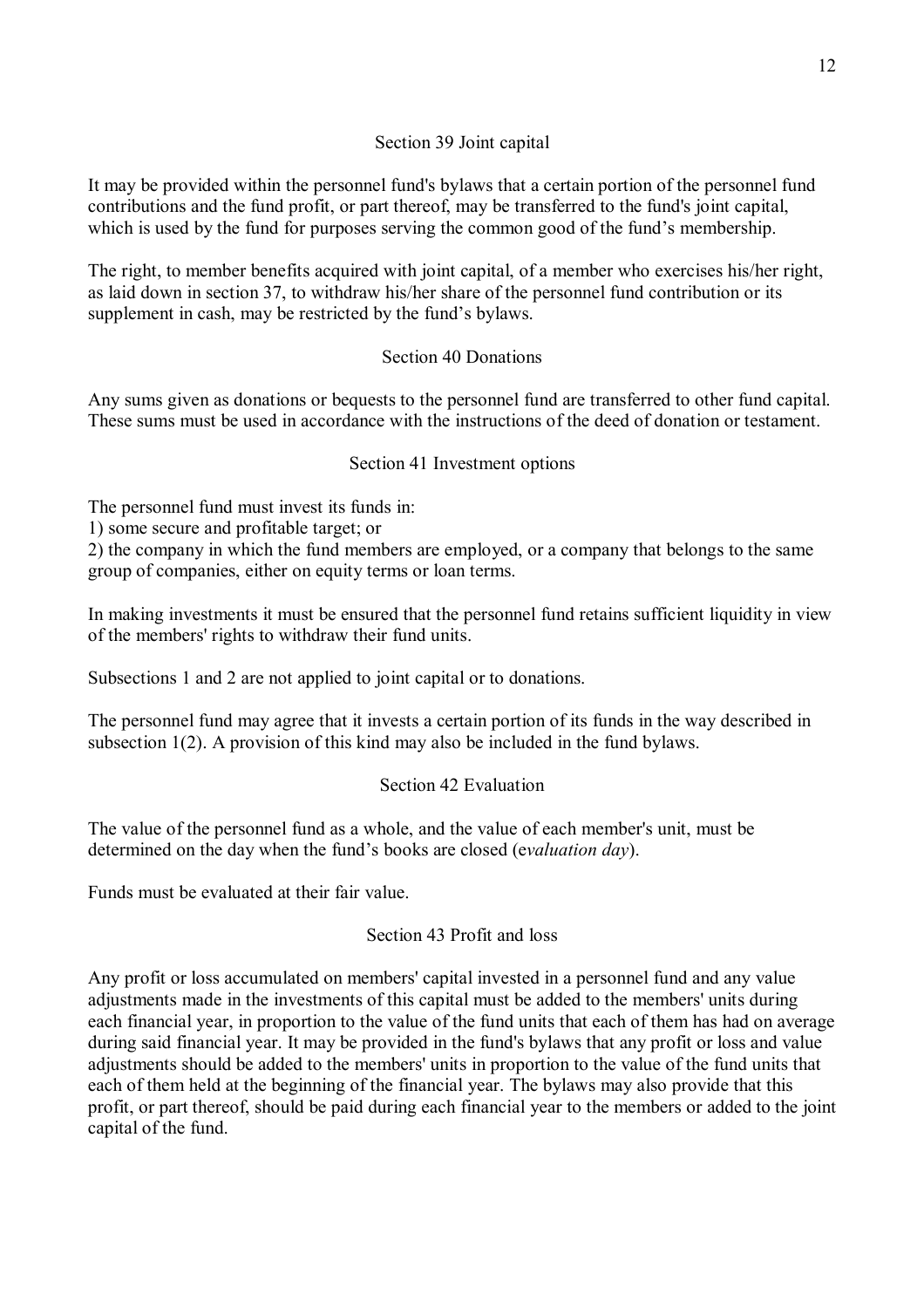### Section 39 Joint capital

It may be provided within the personnel fund's bylaws that a certain portion of the personnel fund contributions and the fund profit, or part thereof, may be transferred to the fund's joint capital, which is used by the fund for purposes serving the common good of the fund's membership.

The right, to member benefits acquired with joint capital, of a member who exercises his/her right, as laid down in section 37, to withdraw his/her share of the personnel fund contribution or its supplement in cash, may be restricted by the fund's bylaws.

### Section 40 Donations

Any sums given as donations or bequests to the personnel fund are transferred to other fund capital. These sums must be used in accordance with the instructions of the deed of donation or testament.

### Section 41 Investment options

The personnel fund must invest its funds in:
1) some secure and profitable target; or
2) the company in which the fund members are employed, or a company that belongs to the same group of companies, either on equity terms or loan terms.

In making investments it must be ensured that the personnel fund retains sufficient liquidity in view of the members' rights to withdraw their fund units.

Subsections 1 and 2 are not applied to joint capital or to donations.

The personnel fund may agree that it invests a certain portion of its funds in the way described in subsection 1(2). A provision of this kind may also be included in the fund bylaws.

### Section 42 Evaluation

The value of the personnel fund as a whole, and the value of each member's unit, must be determined on the day when the fund's books are closed (*evaluation day*).

Funds must be evaluated at their fair value.

### Section 43 Profit and loss

Any profit or loss accumulated on members' capital invested in a personnel fund and any value adjustments made in the investments of this capital must be added to the members' units during each financial year, in proportion to the value of the fund units that each of them has had on average during said financial year. It may be provided in the fund's bylaws that any profit or loss and value adjustments should be added to the members' units in proportion to the value of the fund units that each of them held at the beginning of the financial year. The bylaws may also provide that this profit, or part thereof, should be paid during each financial year to the members or added to the joint capital of the fund.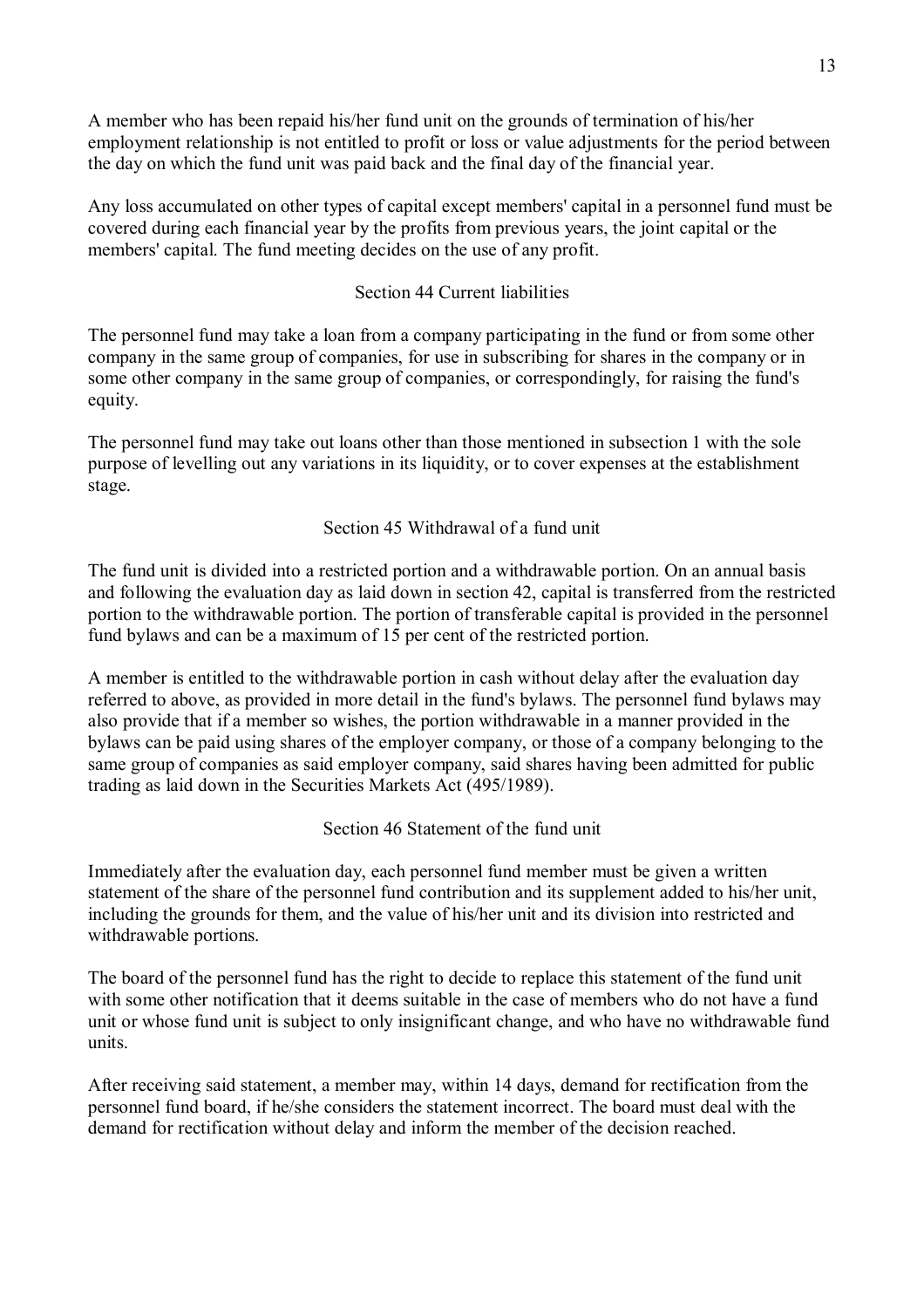A member who has been repaid his/her fund unit on the grounds of termination of his/her employment relationship is not entitled to profit or loss or value adjustments for the period between the day on which the fund unit was paid back and the final day of the financial year.

Any loss accumulated on other types of capital except members' capital in a personnel fund must be covered during each financial year by the profits from previous years, the joint capital or the members' capital. The fund meeting decides on the use of any profit.

### Section 44 Current liabilities

The personnel fund may take a loan from a company participating in the fund or from some other company in the same group of companies, for use in subscribing for shares in the company or in some other company in the same group of companies, or correspondingly, for raising the fund's equity.

The personnel fund may take out loans other than those mentioned in subsection 1 with the sole purpose of levelling out any variations in its liquidity, or to cover expenses at the establishment stage.

### Section 45 Withdrawal of a fund unit

The fund unit is divided into a restricted portion and a withdrawable portion. On an annual basis and following the evaluation day as laid down in section 42, capital is transferred from the restricted portion to the withdrawable portion. The portion of transferable capital is provided in the personnel fund bylaws and can be a maximum of 15 per cent of the restricted portion.

A member is entitled to the withdrawable portion in cash without delay after the evaluation day referred to above, as provided in more detail in the fund's bylaws. The personnel fund bylaws may also provide that if a member so wishes, the portion withdrawable in a manner provided in the bylaws can be paid using shares of the employer company, or those of a company belonging to the same group of companies as said employer company, said shares having been admitted for public trading as laid down in the Securities Markets Act (495/1989).

### Section 46 Statement of the fund unit

Immediately after the evaluation day, each personnel fund member must be given a written statement of the share of the personnel fund contribution and its supplement added to his/her unit, including the grounds for them, and the value of his/her unit and its division into restricted and withdrawable portions.

The board of the personnel fund has the right to decide to replace this statement of the fund unit with some other notification that it deems suitable in the case of members who do not have a fund unit or whose fund unit is subject to only insignificant change, and who have no withdrawable fund units.

After receiving said statement, a member may, within 14 days, demand for rectification from the personnel fund board, if he/she considers the statement incorrect. The board must deal with the demand for rectification without delay and inform the member of the decision reached.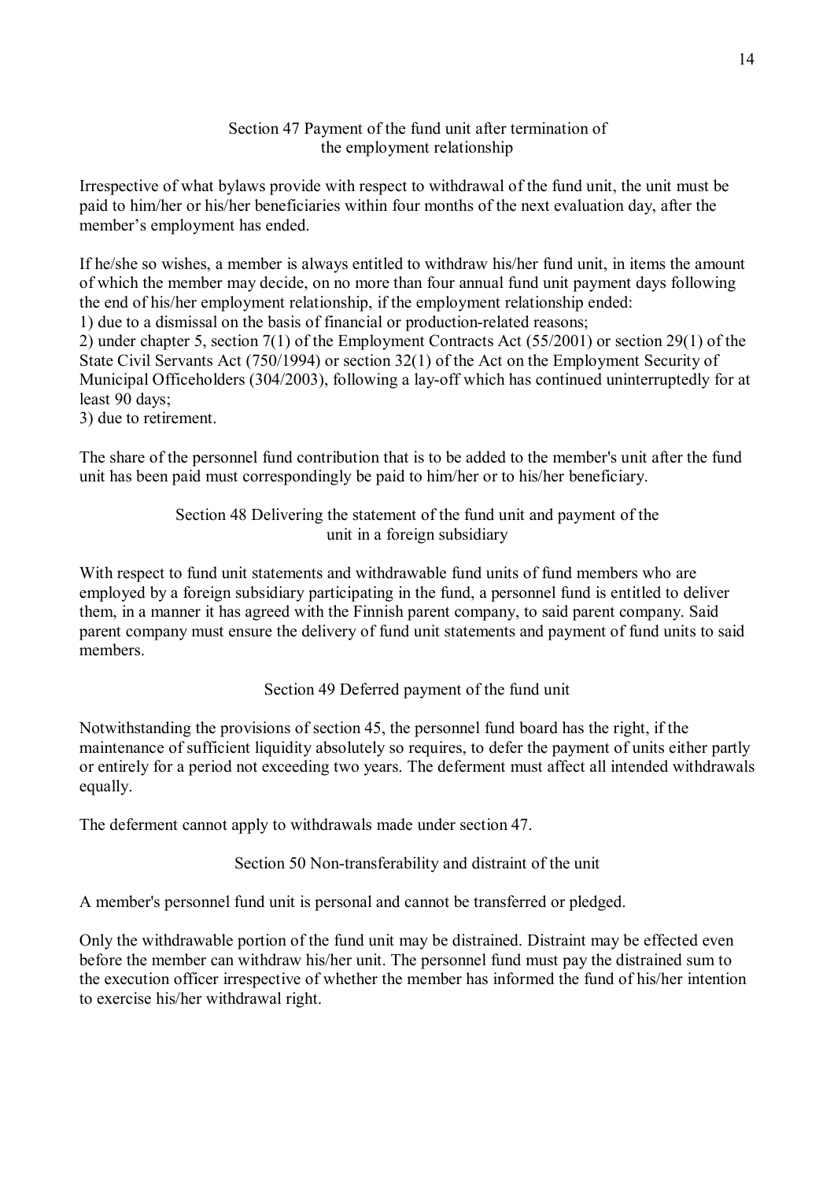### Section 47 Payment of the fund unit after termination of the employment relationship

Irrespective of what bylaws provide with respect to withdrawal of the fund unit, the unit must be paid to him/her or his/her beneficiaries within four months of the next evaluation day, after the member's employment has ended.

If he/she so wishes, a member is always entitled to withdraw his/her fund unit, in items the amount of which the member may decide, on no more than four annual fund unit payment days following the end of his/her employment relationship, if the employment relationship ended:

1) due to a dismissal on the basis of financial or production-related reasons;
2) under chapter 5, section 7(1) of the Employment Contracts Act (55/2001) or section 29(1) of the State Civil Servants Act (750/1994) or section 32(1) of the Act on the Employment Security of Municipal Officeholders (304/2003), following a lay-off which has continued uninterruptedly for at least 90 days;
3) due to retirement.

The share of the personnel fund contribution that is to be added to the member's unit after the fund unit has been paid must correspondingly be paid to him/her or to his/her beneficiary.

### Section 48 Delivering the statement of the fund unit and payment of the unit in a foreign subsidiary

With respect to fund unit statements and withdrawable fund units of fund members who are employed by a foreign subsidiary participating in the fund, a personnel fund is entitled to deliver them, in a manner it has agreed with the Finnish parent company, to said parent company. Said parent company must ensure the delivery of fund unit statements and payment of fund units to said members.

### Section 49 Deferred payment of the fund unit

Notwithstanding the provisions of section 45, the personnel fund board has the right, if the maintenance of sufficient liquidity absolutely so requires, to defer the payment of units either partly or entirely for a period not exceeding two years. The deferment must affect all intended withdrawals equally.

The deferment cannot apply to withdrawals made under section 47.

### Section 50 Non-transferability and distraint of the unit

A member's personnel fund unit is personal and cannot be transferred or pledged.

Only the withdrawable portion of the fund unit may be distrained. Distraint may be effected even before the member can withdraw his/her unit. The personnel fund must pay the distrained sum to the execution officer irrespective of whether the member has informed the fund of his/her intention to exercise his/her withdrawal right.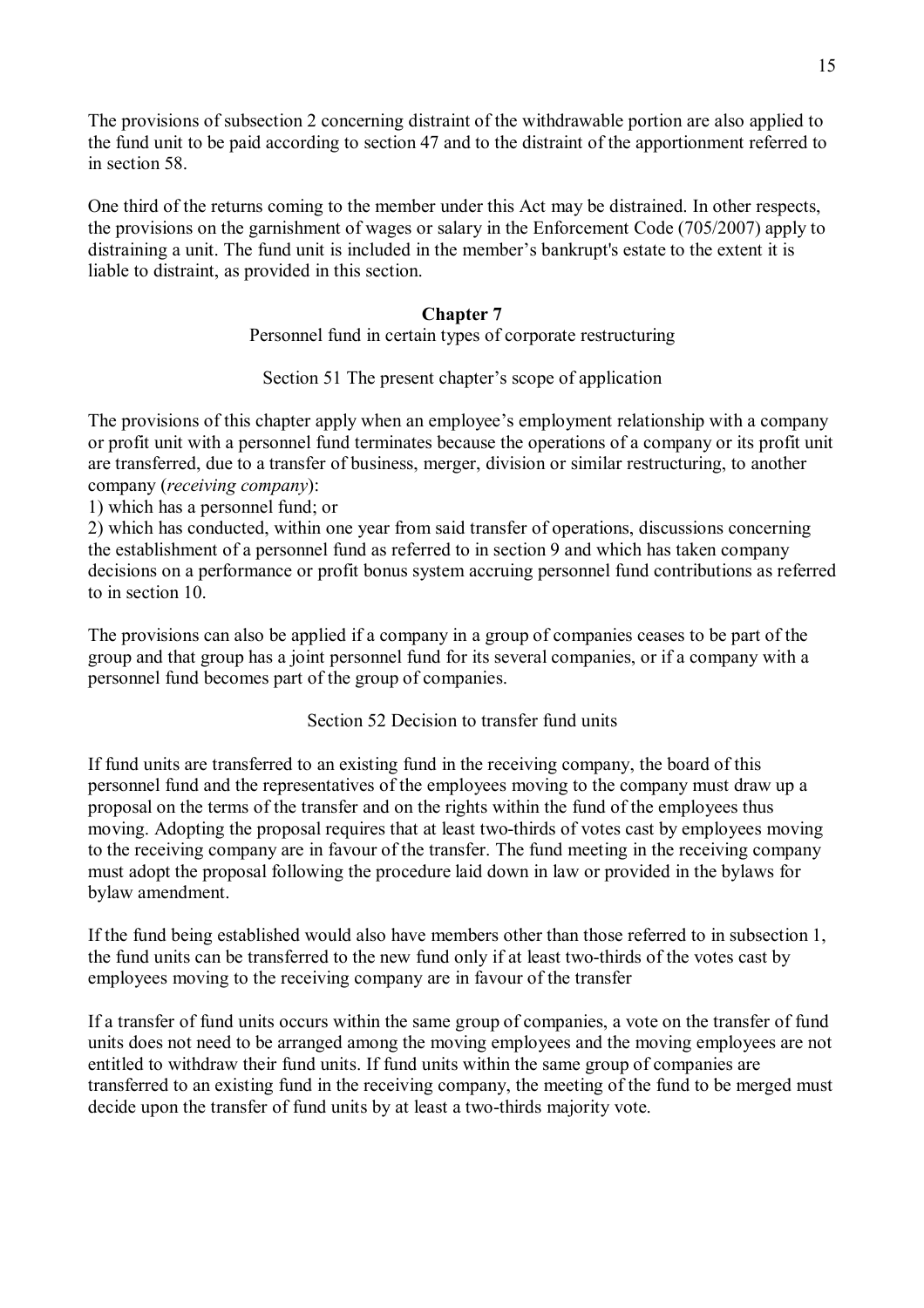The provisions of subsection 2 concerning distraint of the withdrawable portion are also applied to the fund unit to be paid according to section 47 and to the distraint of the apportionment referred to in section 58.

One third of the returns coming to the member under this Act may be distrained. In other respects, the provisions on the garnishment of wages or salary in the Enforcement Code (705/2007) apply to distraining a unit. The fund unit is included in the member's bankrupt's estate to the extent it is liable to distraint, as provided in this section.

## Chapter 7

Personnel fund in certain types of corporate restructuring

### Section 51 The present chapter's scope of application

The provisions of this chapter apply when an employee's employment relationship with a company or profit unit with a personnel fund terminates because the operations of a company or its profit unit are transferred, due to a transfer of business, merger, division or similar restructuring, to another company (*receiving company*):

1) which has a personnel fund; or
2) which has conducted, within one year from said transfer of operations, discussions concerning the establishment of a personnel fund as referred to in section 9 and which has taken company decisions on a performance or profit bonus system accruing personnel fund contributions as referred to in section 10.

The provisions can also be applied if a company in a group of companies ceases to be part of the group and that group has a joint personnel fund for its several companies, or if a company with a personnel fund becomes part of the group of companies.

### Section 52 Decision to transfer fund units

If fund units are transferred to an existing fund in the receiving company, the board of this personnel fund and the representatives of the employees moving to the company must draw up a proposal on the terms of the transfer and on the rights within the fund of the employees thus moving. Adopting the proposal requires that at least two-thirds of votes cast by employees moving to the receiving company are in favour of the transfer. The fund meeting in the receiving company must adopt the proposal following the procedure laid down in law or provided in the bylaws for bylaw amendment.

If the fund being established would also have members other than those referred to in subsection 1, the fund units can be transferred to the new fund only if at least two-thirds of the votes cast by employees moving to the receiving company are in favour of the transfer

If a transfer of fund units occurs within the same group of companies, a vote on the transfer of fund units does not need to be arranged among the moving employees and the moving employees are not entitled to withdraw their fund units. If fund units within the same group of companies are transferred to an existing fund in the receiving company, the meeting of the fund to be merged must decide upon the transfer of fund units by at least a two-thirds majority vote.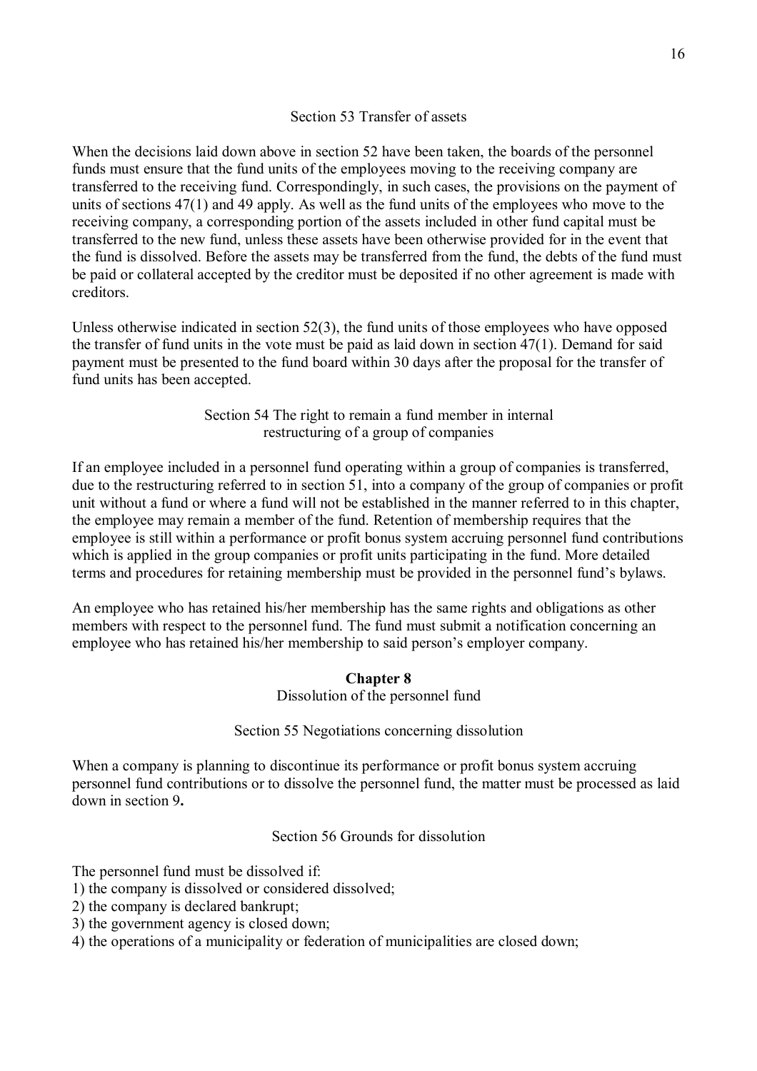### Section 53 Transfer of assets

When the decisions laid down above in section 52 have been taken, the boards of the personnel funds must ensure that the fund units of the employees moving to the receiving company are transferred to the receiving fund. Correspondingly, in such cases, the provisions on the payment of units of sections 47(1) and 49 apply. As well as the fund units of the employees who move to the receiving company, a corresponding portion of the assets included in other fund capital must be transferred to the new fund, unless these assets have been otherwise provided for in the event that the fund is dissolved. Before the assets may be transferred from the fund, the debts of the fund must be paid or collateral accepted by the creditor must be deposited if no other agreement is made with creditors.

Unless otherwise indicated in section 52(3), the fund units of those employees who have opposed the transfer of fund units in the vote must be paid as laid down in section 47(1). Demand for said payment must be presented to the fund board within 30 days after the proposal for the transfer of fund units has been accepted.

### Section 54 The right to remain a fund member in internal restructuring of a group of companies

If an employee included in a personnel fund operating within a group of companies is transferred, due to the restructuring referred to in section 51, into a company of the group of companies or profit unit without a fund or where a fund will not be established in the manner referred to in this chapter, the employee may remain a member of the fund. Retention of membership requires that the employee is still within a performance or profit bonus system accruing personnel fund contributions which is applied in the group companies or profit units participating in the fund. More detailed terms and procedures for retaining membership must be provided in the personnel fund's bylaws.

An employee who has retained his/her membership has the same rights and obligations as other members with respect to the personnel fund. The fund must submit a notification concerning an employee who has retained his/her membership to said person's employer company.

## Chapter 8
## Dissolution of the personnel fund

### Section 55 Negotiations concerning dissolution

When a company is planning to discontinue its performance or profit bonus system accruing personnel fund contributions or to dissolve the personnel fund, the matter must be processed as laid down in section 9**.**

### Section 56 Grounds for dissolution

The personnel fund must be dissolved if:
1) the company is dissolved or considered dissolved;
2) the company is declared bankrupt;
3) the government agency is closed down;
4) the operations of a municipality or federation of municipalities are closed down;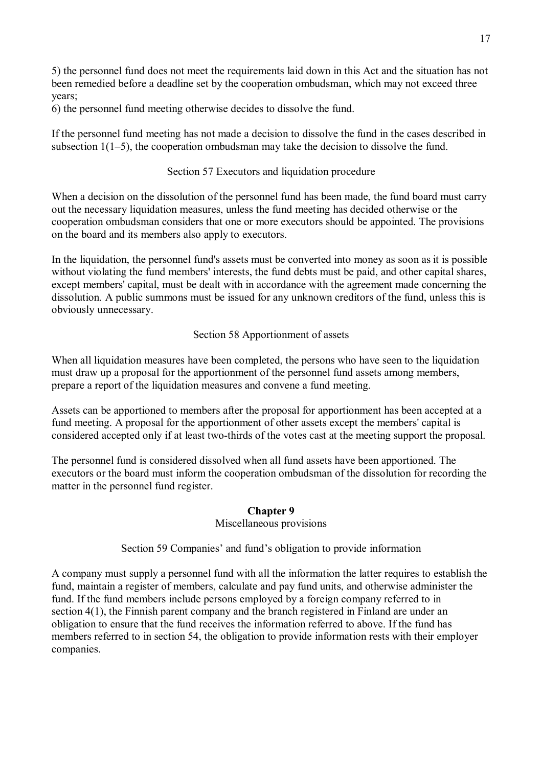5) the personnel fund does not meet the requirements laid down in this Act and the situation has not been remedied before a deadline set by the cooperation ombudsman, which may not exceed three years;
6) the personnel fund meeting otherwise decides to dissolve the fund.

If the personnel fund meeting has not made a decision to dissolve the fund in the cases described in subsection 1(1–5), the cooperation ombudsman may take the decision to dissolve the fund.

Section 57 Executors and liquidation procedure

When a decision on the dissolution of the personnel fund has been made, the fund board must carry out the necessary liquidation measures, unless the fund meeting has decided otherwise or the cooperation ombudsman considers that one or more executors should be appointed. The provisions on the board and its members also apply to executors.

In the liquidation, the personnel fund's assets must be converted into money as soon as it is possible without violating the fund members' interests, the fund debts must be paid, and other capital shares, except members' capital, must be dealt with in accordance with the agreement made concerning the dissolution. A public summons must be issued for any unknown creditors of the fund, unless this is obviously unnecessary.

Section 58 Apportionment of assets

When all liquidation measures have been completed, the persons who have seen to the liquidation must draw up a proposal for the apportionment of the personnel fund assets among members, prepare a report of the liquidation measures and convene a fund meeting.

Assets can be apportioned to members after the proposal for apportionment has been accepted at a fund meeting. A proposal for the apportionment of other assets except the members' capital is considered accepted only if at least two-thirds of the votes cast at the meeting support the proposal.

The personnel fund is considered dissolved when all fund assets have been apportioned. The executors or the board must inform the cooperation ombudsman of the dissolution for recording the matter in the personnel fund register.

## Chapter 9

Miscellaneous provisions

Section 59 Companies' and fund's obligation to provide information

A company must supply a personnel fund with all the information the latter requires to establish the fund, maintain a register of members, calculate and pay fund units, and otherwise administer the fund. If the fund members include persons employed by a foreign company referred to in section 4(1), the Finnish parent company and the branch registered in Finland are under an obligation to ensure that the fund receives the information referred to above. If the fund has members referred to in section 54, the obligation to provide information rests with their employer companies.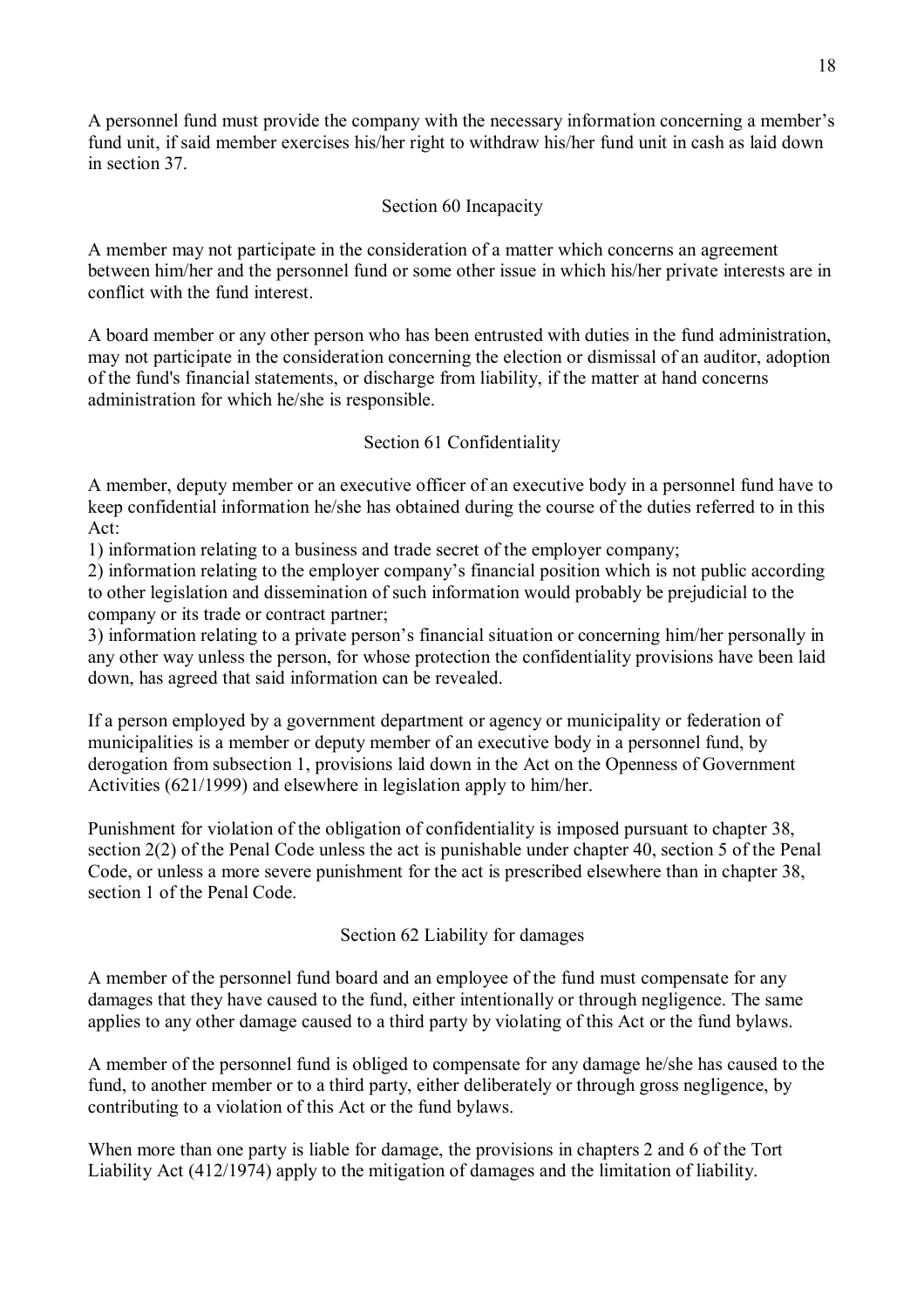A personnel fund must provide the company with the necessary information concerning a member's fund unit, if said member exercises his/her right to withdraw his/her fund unit in cash as laid down in section 37.

### Section 60 Incapacity

A member may not participate in the consideration of a matter which concerns an agreement between him/her and the personnel fund or some other issue in which his/her private interests are in conflict with the fund interest.

A board member or any other person who has been entrusted with duties in the fund administration, may not participate in the consideration concerning the election or dismissal of an auditor, adoption of the fund's financial statements, or discharge from liability, if the matter at hand concerns administration for which he/she is responsible.

### Section 61 Confidentiality

A member, deputy member or an executive officer of an executive body in a personnel fund have to keep confidential information he/she has obtained during the course of the duties referred to in this Act:

1) information relating to a business and trade secret of the employer company;
2) information relating to the employer company's financial position which is not public according to other legislation and dissemination of such information would probably be prejudicial to the company or its trade or contract partner;
3) information relating to a private person's financial situation or concerning him/her personally in any other way unless the person, for whose protection the confidentiality provisions have been laid down, has agreed that said information can be revealed.

If a person employed by a government department or agency or municipality or federation of municipalities is a member or deputy member of an executive body in a personnel fund, by derogation from subsection 1, provisions laid down in the Act on the Openness of Government Activities (621/1999) and elsewhere in legislation apply to him/her.

Punishment for violation of the obligation of confidentiality is imposed pursuant to chapter 38, section 2(2) of the Penal Code unless the act is punishable under chapter 40, section 5 of the Penal Code, or unless a more severe punishment for the act is prescribed elsewhere than in chapter 38, section 1 of the Penal Code.

### Section 62 Liability for damages

A member of the personnel fund board and an employee of the fund must compensate for any damages that they have caused to the fund, either intentionally or through negligence. The same applies to any other damage caused to a third party by violating of this Act or the fund bylaws.

A member of the personnel fund is obliged to compensate for any damage he/she has caused to the fund, to another member or to a third party, either deliberately or through gross negligence, by contributing to a violation of this Act or the fund bylaws.

When more than one party is liable for damage, the provisions in chapters 2 and 6 of the Tort Liability Act (412/1974) apply to the mitigation of damages and the limitation of liability.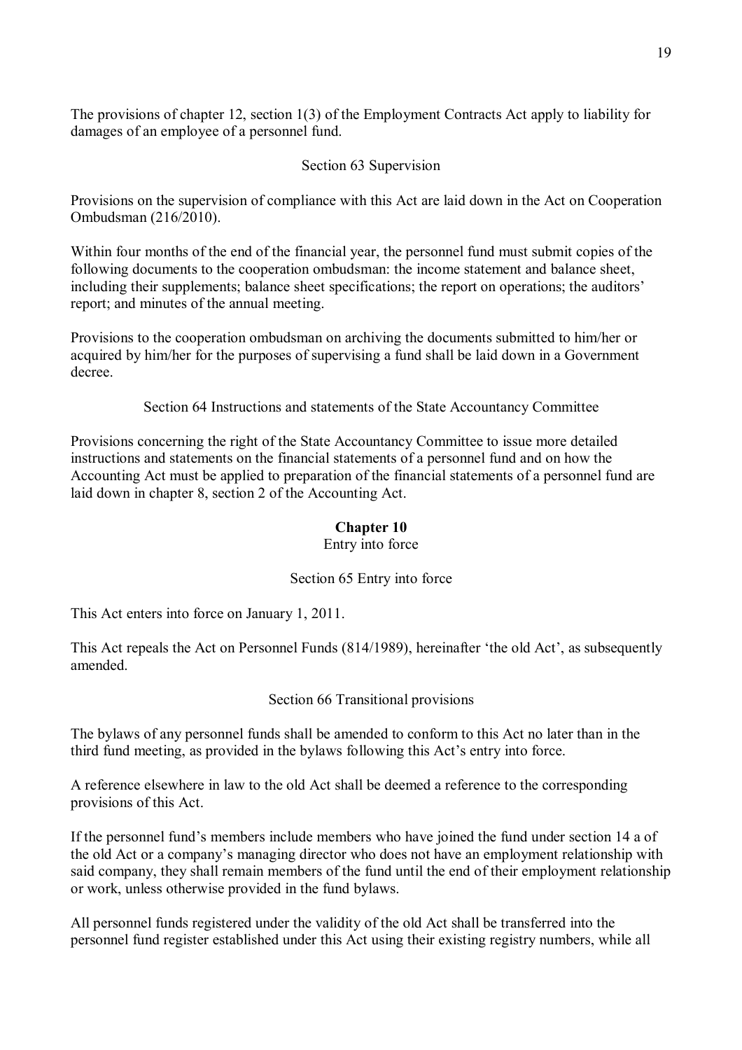The provisions of chapter 12, section 1(3) of the Employment Contracts Act apply to liability for damages of an employee of a personnel fund.

### Section 63 Supervision

Provisions on the supervision of compliance with this Act are laid down in the Act on Cooperation Ombudsman (216/2010).

Within four months of the end of the financial year, the personnel fund must submit copies of the following documents to the cooperation ombudsman: the income statement and balance sheet, including their supplements; balance sheet specifications; the report on operations; the auditors' report; and minutes of the annual meeting.

Provisions to the cooperation ombudsman on archiving the documents submitted to him/her or acquired by him/her for the purposes of supervising a fund shall be laid down in a Government decree.

### Section 64 Instructions and statements of the State Accountancy Committee

Provisions concerning the right of the State Accountancy Committee to issue more detailed instructions and statements on the financial statements of a personnel fund and on how the Accounting Act must be applied to preparation of the financial statements of a personnel fund are laid down in chapter 8, section 2 of the Accounting Act.

## Chapter 10

Entry into force

### Section 65 Entry into force

This Act enters into force on January 1, 2011.

This Act repeals the Act on Personnel Funds (814/1989), hereinafter 'the old Act', as subsequently amended.

### Section 66 Transitional provisions

The bylaws of any personnel funds shall be amended to conform to this Act no later than in the third fund meeting, as provided in the bylaws following this Act's entry into force.

A reference elsewhere in law to the old Act shall be deemed a reference to the corresponding provisions of this Act.

If the personnel fund's members include members who have joined the fund under section 14 a of the old Act or a company's managing director who does not have an employment relationship with said company, they shall remain members of the fund until the end of their employment relationship or work, unless otherwise provided in the fund bylaws.

All personnel funds registered under the validity of the old Act shall be transferred into the personnel fund register established under this Act using their existing registry numbers, while all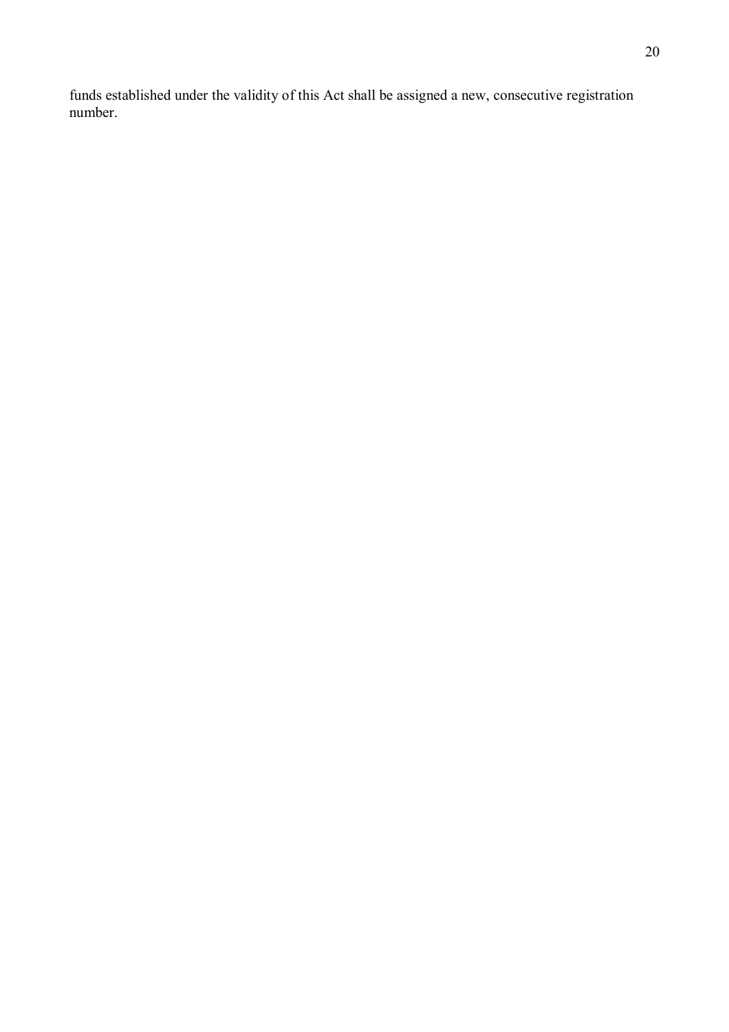funds established under the validity of this Act shall be assigned a new, consecutive registration number.